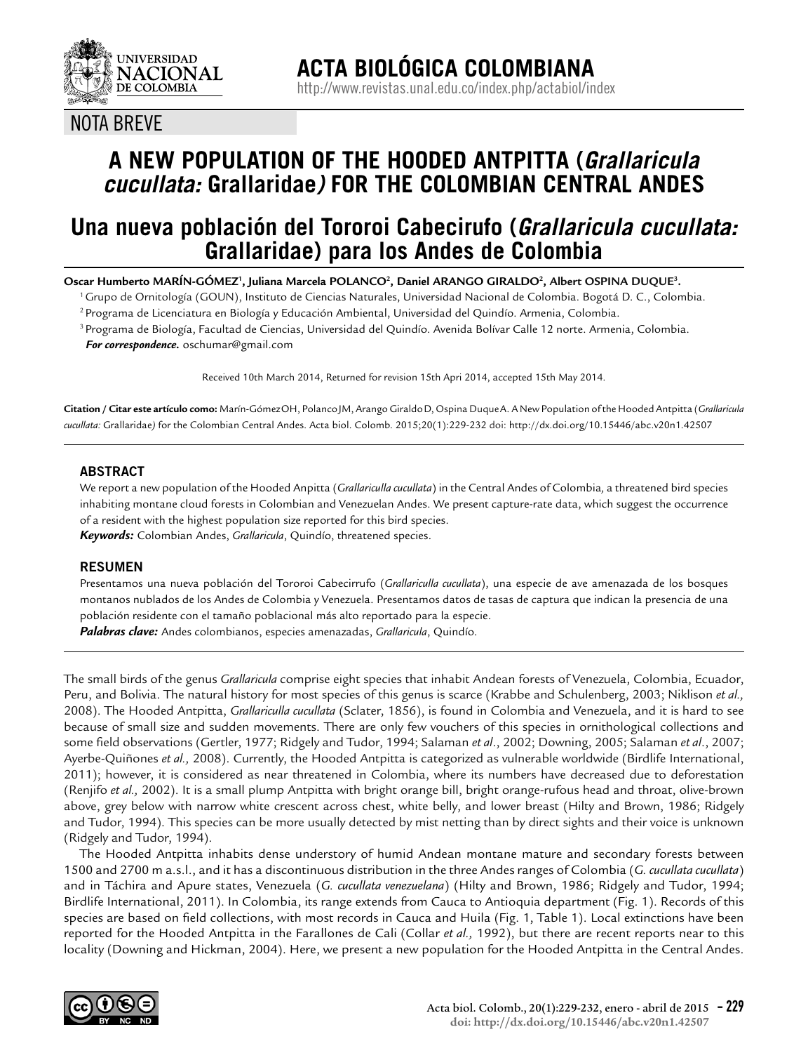NOTA BREVE

# A NEW POPULATION OF THE HOODED ANTPITTA (*Grallaricula cucullata:* Grallaridae*)* FOR THE COLOMBIAN CENTRAL ANDES

# Una nueva población del Tororoi Cabecirufo (*Grallaricula cucullata:* Grallaridae) para los Andes de Colombia

**Oscar Humberto MARÍN-GÓMEZ[1], Juliana Marcela POLANCO[2], Daniel ARANGO GIRALDO[2], Albert OSPINA DUQUE[3].**

[1] Grupo de Ornitología (GOUN), Instituto de Ciencias Naturales, Universidad Nacional de Colombia. Bogotá D. C., Colombia.

[2] Programa de Licenciatura en Biología y Educación Ambiental, Universidad del Quindío. Armenia, Colombia.

[3] Programa de Biología, Facultad de Ciencias, Universidad del Quindío. Avenida Bolívar Calle 12 norte. Armenia, Colombia.

***For correspondence.*** oschumar@gmail.com

Received 10th March 2014, Returned for revision 15th Apri 2014, accepted 15th May 2014.

**Citation / Citar este artículo como:** Marín-Gómez OH, Polanco JM, Arango Giraldo D, Ospina Duque A. A New Population of the Hooded Antpitta (*Grallaricula cucullata:* Grallaridae*)* for the Colombian Central Andes. Acta biol. Colomb. 2015;20(1):229-232 doi: http://dx.doi.org/10.15446/abc.v20n1.42507

## ABSTRACT

We report a new population of the Hooded Anpitta (*Grallariculla cucullata*) in the Central Andes of Colombia, a threatened bird species inhabiting montane cloud forests in Colombian and Venezuelan Andes. We present capture-rate data, which suggest the occurrence of a resident with the highest population size reported for this bird species.

***Keywords:*** Colombian Andes, *Grallaricula*, Quindío, threatened species.

## RESUMEN

Presentamos una nueva población del Tororoi Cabecirrufo (*Grallariculla cucullata*), una especie de ave amenazada de los bosques montanos nublados de los Andes de Colombia y Venezuela. Presentamos datos de tasas de captura que indican la presencia de una población residente con el tamaño poblacional más alto reportado para la especie.

***Palabras clave:*** Andes colombianos, especies amenazadas, *Grallaricula*, Quindío.

The small birds of the genus *Grallaricula* comprise eight species that inhabit Andean forests of Venezuela, Colombia, Ecuador, Peru, and Bolivia. The natural history for most species of this genus is scarce (Krabbe and Schulenberg, 2003; Niklison *et al.,* 2008). The Hooded Antpitta, *Grallariculla cucullata* (Sclater, 1856), is found in Colombia and Venezuela, and it is hard to see because of small size and sudden movements. There are only few vouchers of this species in ornithological collections and some field observations (Gertler, 1977; Ridgely and Tudor, 1994; Salaman *et al*., 2002; Downing, 2005; Salaman *et al*., 2007; Ayerbe-Quiñones *et al.,* 2008). Currently, the Hooded Antpitta is categorized as vulnerable worldwide (Birdlife International, 2011); however, it is considered as near threatened in Colombia, where its numbers have decreased due to deforestation (Renjifo *et al.,* 2002). It is a small plump Antpitta with bright orange bill, bright orange-rufous head and throat, olive-brown above, grey below with narrow white crescent across chest, white belly, and lower breast (Hilty and Brown, 1986; Ridgely and Tudor, 1994). This species can be more usually detected by mist netting than by direct sights and their voice is unknown (Ridgely and Tudor, 1994).

The Hooded Antpitta inhabits dense understory of humid Andean montane mature and secondary forests between 1500 and 2700 m a.s.l., and it has a discontinuous distribution in the three Andes ranges of Colombia (*G. cucullata cucullata*) and in Táchira and Apure states, Venezuela (*G. cucullata venezuelana*) (Hilty and Brown, 1986; Ridgely and Tudor, 1994; Birdlife International, 2011). In Colombia, its range extends from Cauca to Antioquia department (Fig. 1). Records of this species are based on field collections, with most records in Cauca and Huila (Fig. 1, Table 1). Local extinctions have been reported for the Hooded Antpitta in the Farallones de Cali (Collar *et al.,* 1992), but there are recent reports near to this locality (Downing and Hickman, 2004). Here, we present a new population for the Hooded Antpitta in the Central Andes.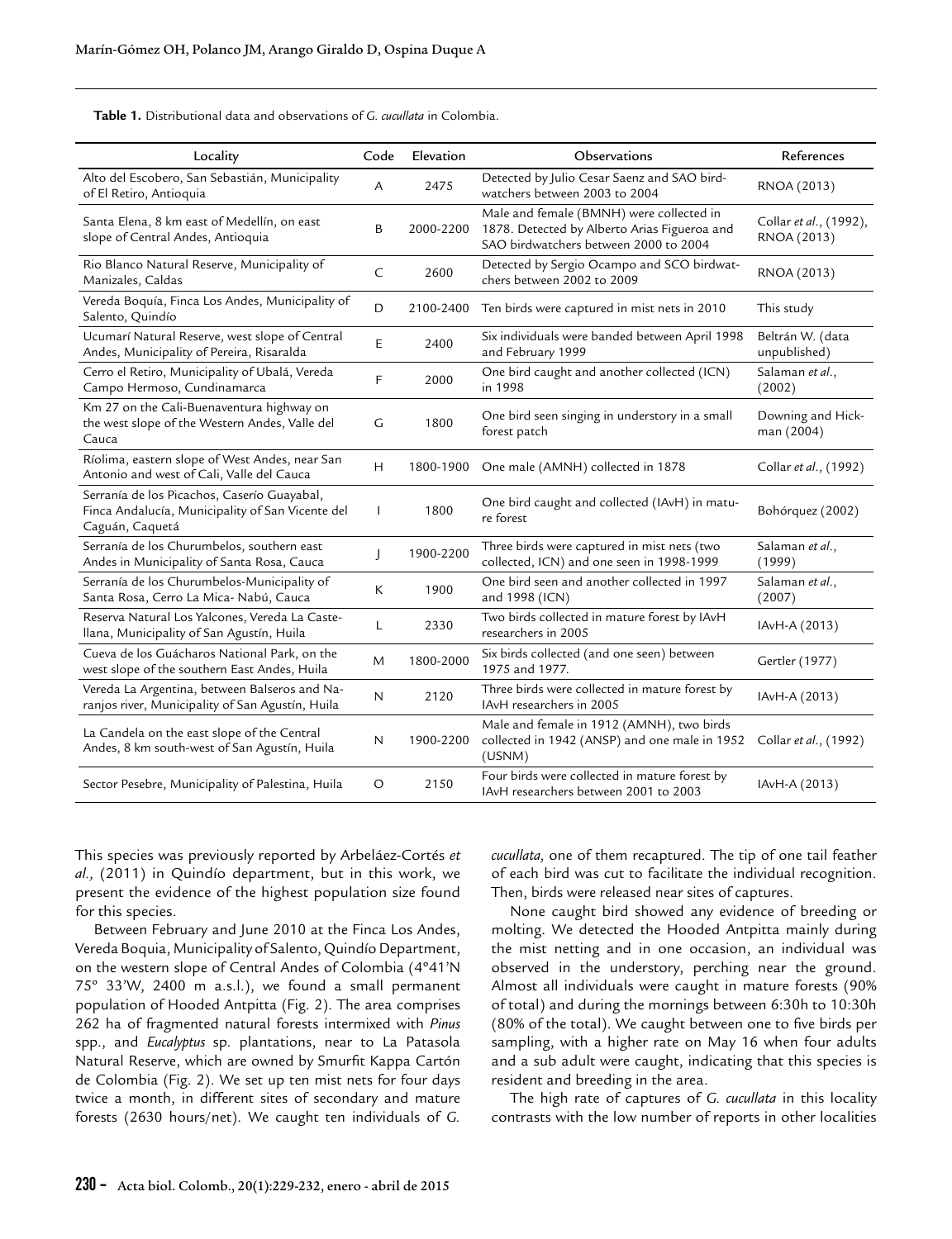**Table 1.** Distributional data and observations of *G. cucullata* in Colombia.

| Locality | Code | Elevation | Observations | References |
|---|---|---|---|---|
| Alto del Escobero, San Sebastián, Municipality of El Retiro, Antioquia | A | 2475 | Detected by Julio Cesar Saenz and SAO birdwatchers between 2003 to 2004 | RNOA (2013) |
| Santa Elena, 8 km east of Medellín, on east slope of Central Andes, Antioquia | B | 2000-2200 | Male and female (BMNH) were collected in 1878. Detected by Alberto Arias Figueroa and SAO birdwatchers between 2000 to 2004 | Collar *et al.*, (1992), RNOA (2013) |
| Rio Blanco Natural Reserve, Municipality of Manizales, Caldas | C | 2600 | Detected by Sergio Ocampo and SCO birdwatchers between 2002 to 2009 | RNOA (2013) |
| Vereda Boquía, Finca Los Andes, Municipality of Salento, Quindío | D | 2100-2400 | Ten birds were captured in mist nets in 2010 | This study |
| Ucumarí Natural Reserve, west slope of Central Andes, Municipality of Pereira, Risaralda | E | 2400 | Six individuals were banded between April 1998 and February 1999 | Beltrán W. (data unpublished) |
| Cerro el Retiro, Municipality of Ubalá, Vereda Campo Hermoso, Cundinamarca | F | 2000 | One bird caught and another collected (ICN) in 1998 | Salaman *et al.*, (2002) |
| Km 27 on the Cali-Buenaventura highway on the west slope of the Western Andes, Valle del Cauca | G | 1800 | One bird seen singing in understory in a small forest patch | Downing and Hickman (2004) |
| Ríolima, eastern slope of West Andes, near San Antonio and west of Cali, Valle del Cauca | H | 1800-1900 | One male (AMNH) collected in 1878 | Collar *et al.*, (1992) |
| Serranía de los Picachos, Caserío Guayabal, Finca Andalucía, Municipality of San Vicente del Caguán, Caquetá | I | 1800 | One bird caught and collected (IAvH) in mature forest | Bohórquez (2002) |
| Serranía de los Churumbelos, southern east Andes in Municipality of Santa Rosa, Cauca | J | 1900-2200 | Three birds were captured in mist nets (two collected, ICN) and one seen in 1998-1999 | Salaman *et al.*, (1999) |
| Serranía de los Churumbelos-Municipality of Santa Rosa, Cerro La Mica- Nabú, Cauca | K | 1900 | One bird seen and another collected in 1997 and 1998 (ICN) | Salaman *et al.*, (2007) |
| Reserva Natural Los Yalcones, Vereda La Castellana, Municipality of San Agustín, Huila | L | 2330 | Two birds collected in mature forest by IAvH researchers in 2005 | IAvH-A (2013) |
| Cueva de los Guácharos National Park, on the west slope of the southern East Andes, Huila | M | 1800-2000 | Six birds collected (and one seen) between 1975 and 1977. | Gertler (1977) |
| Vereda La Argentina, between Balseros and Naranjos river, Municipality of San Agustín, Huila | N | 2120 | Three birds were collected in mature forest by IAvH researchers in 2005 | IAvH-A (2013) |
| La Candela on the east slope of the Central Andes, 8 km south-west of San Agustín, Huila | N | 1900-2200 | Male and female in 1912 (AMNH), two birds collected in 1942 (ANSP) and one male in 1952 (USNM) | Collar *et al.*, (1992) |
| Sector Pesebre, Municipality of Palestina, Huila | O | 2150 | Four birds were collected in mature forest by IAvH researchers between 2001 to 2003 | IAvH-A (2013) |

This species was previously reported by Arbeláez-Cortés *et al.,* (2011) in Quindío department, but in this work, we present the evidence of the highest population size found for this species.

Between February and June 2010 at the Finca Los Andes, Vereda Boquia, Municipality of Salento, Quindío Department, on the western slope of Central Andes of Colombia (4°41'N 75° 33'W, 2400 m a.s.l.), we found a small permanent population of Hooded Antpitta (Fig. 2). The area comprises 262 ha of fragmented natural forests intermixed with *Pinus* spp., and *Eucalyptus* sp. plantations, near to La Patasola Natural Reserve, which are owned by Smurfit Kappa Cartón de Colombia (Fig. 2). We set up ten mist nets for four days twice a month, in different sites of secondary and mature forests (2630 hours/net). We caught ten individuals of *G. cucullata,* one of them recaptured. The tip of one tail feather of each bird was cut to facilitate the individual recognition. Then, birds were released near sites of captures.

None caught bird showed any evidence of breeding or molting. We detected the Hooded Antpitta mainly during the mist netting and in one occasion, an individual was observed in the understory, perching near the ground. Almost all individuals were caught in mature forests (90% of total) and during the mornings between 6:30h to 10:30h (80% of the total). We caught between one to five birds per sampling, with a higher rate on May 16 when four adults and a sub adult were caught, indicating that this species is resident and breeding in the area.

The high rate of captures of *G. cucullata* in this locality contrasts with the low number of reports in other localities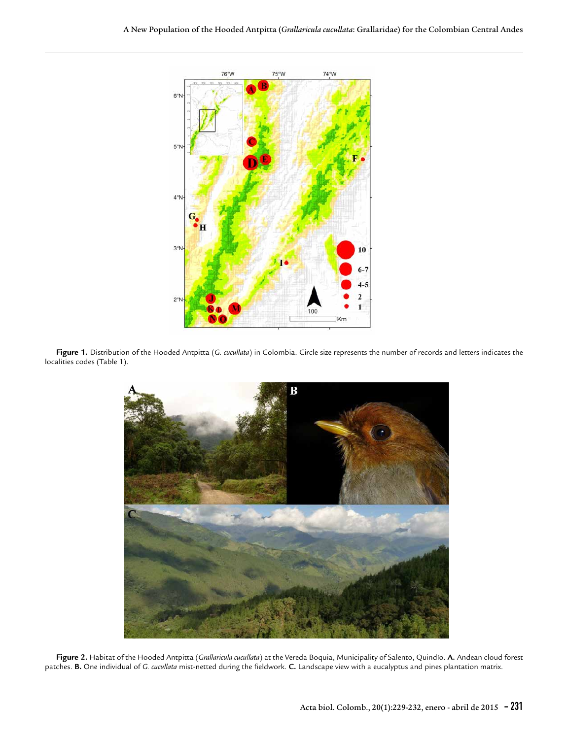**Figure 1.** Distribution of the Hooded Antpitta (*G. cucullata*) in Colombia. Circle size represents the number of records and letters indicates the localities codes (Table 1).

**Figure 2.** Habitat of the Hooded Antpitta (*Grallaricula cucullata*) at the Vereda Boquia, Municipality of Salento, Quindío. **A.** Andean cloud forest patches. **B.** One individual of *G. cucullata* mist-netted during the fieldwork. **C.** Landscape view with a eucalyptus and pines plantation matrix.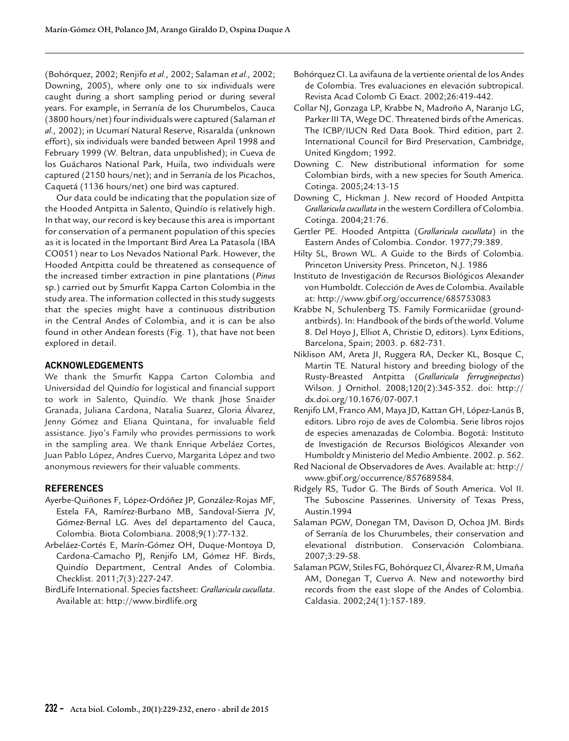(Bohórquez, 2002; Renjifo *et al.,* 2002; Salaman *et al.,* 2002; Downing, 2005), where only one to six individuals were caught during a short sampling period or during several years. For example, in Serranía de los Churumbelos, Cauca (3800 hours/net) four individuals were captured (Salaman *et al.,* 2002); in Ucumarí Natural Reserve, Risaralda (unknown effort), six individuals were banded between April 1998 and February 1999 (W. Beltran, data unpublished); in Cueva de los Guácharos National Park, Huila, two individuals were captured (2150 hours/net); and in Serranía de los Picachos, Caquetá (1136 hours/net) one bird was captured.

Our data could be indicating that the population size of the Hooded Antpitta in Salento, Quindío is relatively high. In that way, our record is key because this area is important for conservation of a permanent population of this species as it is located in the Important Bird Area La Patasola (IBA CO051) near to Los Nevados National Park. However, the Hooded Antpitta could be threatened as consequence of the increased timber extraction in pine plantations (*Pinus* sp.) carried out by Smurfit Kappa Carton Colombia in the study area. The information collected in this study suggests that the species might have a continuous distribution in the Central Andes of Colombia, and it is can be also found in other Andean forests (Fig. 1), that have not been explored in detail.

## ACKNOWLEDGEMENTS

We thank the Smurfit Kappa Carton Colombia and Universidad del Quindío for logistical and financial support to work in Salento, Quindío. We thank Jhose Snaider Granada, Juliana Cardona, Natalia Suarez, Gloria Álvarez, Jenny Gómez and Eliana Quintana, for invaluable field assistance. Jiyo's Family who provides permissions to work in the sampling area. We thank Enrique Arbeláez Cortes, Juan Pablo López, Andres Cuervo, Margarita López and two anonymous reviewers for their valuable comments.

## REFERENCES

Ayerbe-Quiñones F, López-Ordóñez JP, González-Rojas MF, Estela FA, Ramírez-Burbano MB, Sandoval-Sierra JV, Gómez-Bernal LG. Aves del departamento del Cauca, Colombia. Biota Colombiana. 2008;9(1):77-132.

Arbeláez-Cortés E, Marín-Gómez OH, Duque-Montoya D, Cardona-Camacho PJ, Renjifo LM, Gómez HF. Birds, Quindío Department, Central Andes of Colombia. Checklist. 2011;7(3):227-247.

BirdLife International. Species factsheet: *Grallaricula cucullata*. Available at: http://www.birdlife.org

Bohórquez CI. La avifauna de la vertiente oriental de los Andes de Colombia. Tres evaluaciones en elevación subtropical. Revista Acad Colomb Ci Exact. 2002;26:419-442.

Collar NJ, Gonzaga LP, Krabbe N, Madroño A, Naranjo LG, Parker III TA, Wege DC. Threatened birds of the Americas. The ICBP/IUCN Red Data Book. Third edition, part 2. International Council for Bird Preservation, Cambridge, United Kingdom; 1992.

Downing C. New distributional information for some Colombian birds, with a new species for South America. Cotinga. 2005;24:13-15

Downing C, Hickman J. New record of Hooded Antpitta *Grallaricula cucullata* in the western Cordillera of Colombia. Cotinga. 2004;21:76.

Gertler PE. Hooded Antpitta (*Grallaricula cucullata*) in the Eastern Andes of Colombia. Condor. 1977;79:389.

Hilty SL, Brown WL. A Guide to the Birds of Colombia. Princeton University Press. Princeton, N.J. 1986

Instituto de Investigación de Recursos Biológicos Alexander von Humboldt. Colección de Aves de Colombia. Available at: http://www.gbif.org/occurrence/685753083

Krabbe N, Schulenberg TS. Family Formicariidae (ground-antbirds). In: Handbook of the birds of the world. Volume 8. Del Hoyo J, Elliot A, Christie D, editors). Lynx Editions, Barcelona, Spain; 2003. p. 682-731.

Niklison AM, Areta JI, Ruggera RA, Decker KL, Bosque C, Martin TE. Natural history and breeding biology of the Rusty-Breasted Antpitta (*Grallaricula ferrugineipectus*) Wilson. J Ornithol. 2008;120(2):345-352. doi: http://dx.doi.org/10.1676/07-007.1

Renjifo LM, Franco AM, Maya JD, Kattan GH, López-Lanús B, editors. Libro rojo de aves de Colombia. Serie libros rojos de especies amenazadas de Colombia. Bogotá: Instituto de Investigación de Recursos Biológicos Alexander von Humboldt y Ministerio del Medio Ambiente. 2002. p. 562.

Red Nacional de Observadores de Aves. Available at: http://www.gbif.org/occurrence/857689584.

Ridgely RS, Tudor G. The Birds of South America. Vol II. The Suboscine Passerines. University of Texas Press, Austin.1994

Salaman PGW, Donegan TM, Davison D, Ochoa JM. Birds of Serranía de los Churumbeles, their conservation and elevational distribution. Conservación Colombiana. 2007;3:29-58.

Salaman PGW, Stiles FG, Bohórquez CI, Álvarez-R M, Umaña AM, Donegan T, Cuervo A. New and noteworthy bird records from the east slope of the Andes of Colombia. Caldasia. 2002;24(1):157-189.